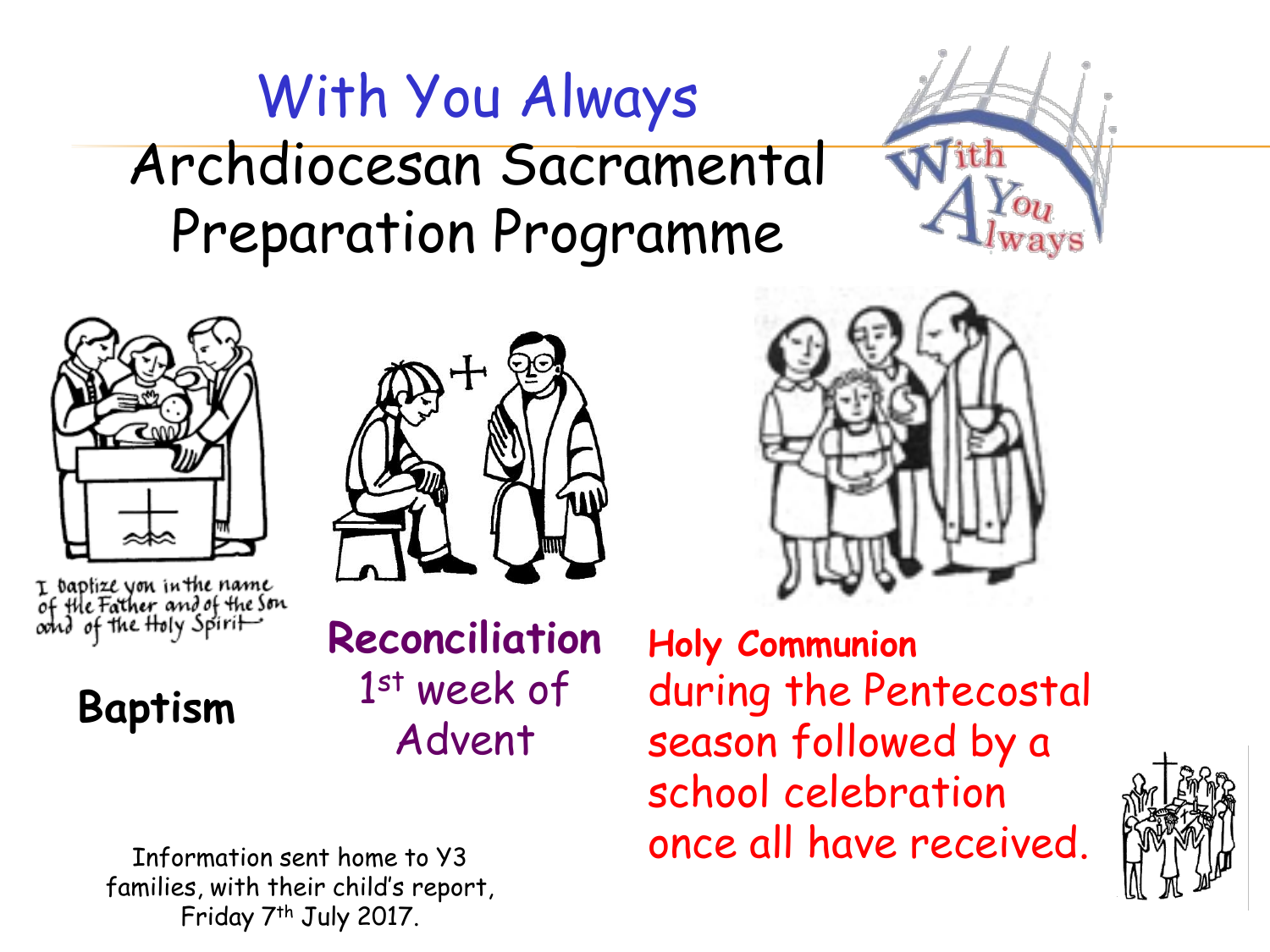# With You Always

## Archdiocesan Sacramental Preparation Programme

I baptize you in the name of the Father and of the Son and of the Holy Spirit

**Baptism**

**Reconciliation**
1st week of Advent

**Holy Communion**
during the Pentecostal season followed by a school celebration once all have received.

Information sent home to Y3 families, with their child's report, Friday 7th July 2017.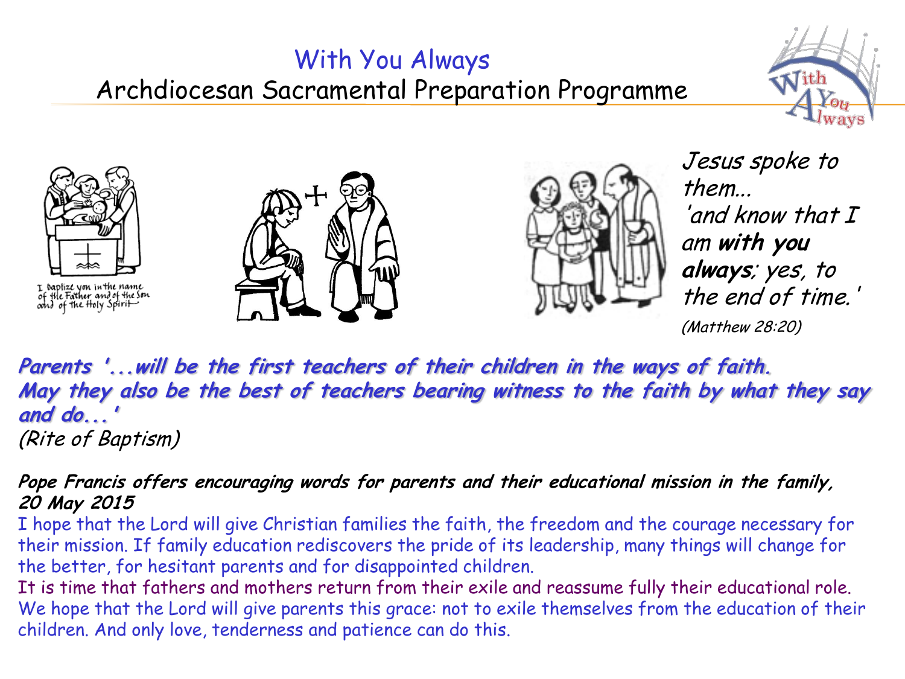# With You Always

## Archdiocesan Sacramental Preparation Programme

I baptize you in the name of the Father and of the Son and of the Holy Spirit

*Jesus spoke to them...*
*'and know that I am **with you always**; yes, to the end of time.'*
*(Matthew 28:20)*

***Parents '...will be the first teachers of their children in the ways of faith. May they also be the best of teachers bearing witness to the faith by what they say and do...'***
*(Rite of Baptism)*

***Pope Francis offers encouraging words for parents and their educational mission in the family, 20 May 2015***

I hope that the Lord will give Christian families the faith, the freedom and the courage necessary for their mission. If family education rediscovers the pride of its leadership, many things will change for the better, for hesitant parents and for disappointed children.
It is time that fathers and mothers return from their exile and reassume fully their educational role.
We hope that the Lord will give parents this grace: not to exile themselves from the education of their children. And only love, tenderness and patience can do this.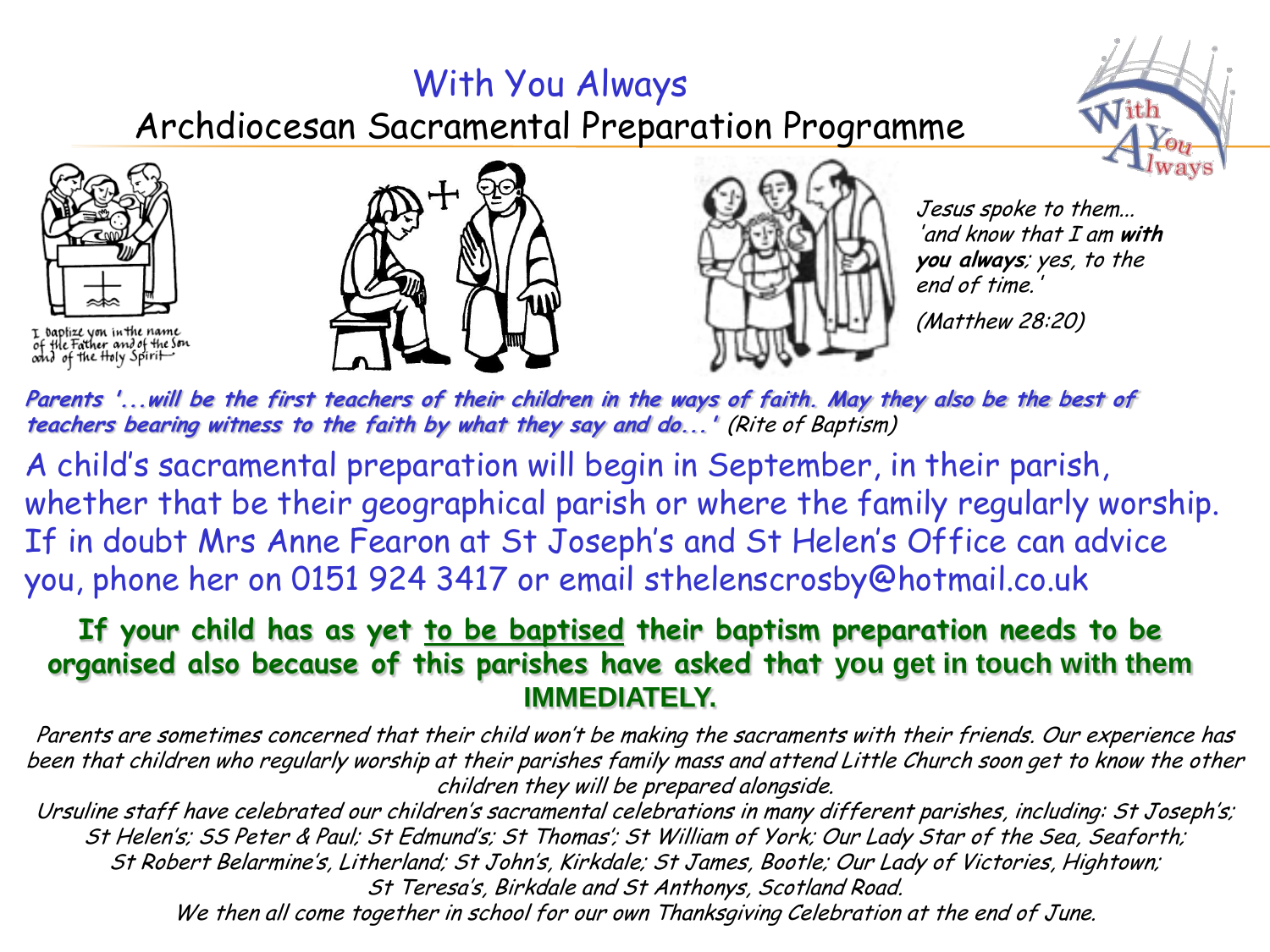# With You Always

## Archdiocesan Sacramental Preparation Programme

I baptize you in the name of the Father and of the Son and of the Holy Spirit

*Jesus spoke to them... 'and know that I am **with you always**; yes, to the end of time.'*

*(Matthew 28:20)*

***Parents '...will be the first teachers of their children in the ways of faith. May they also be the best of teachers bearing witness to the faith by what they say and do...'*** *(Rite of Baptism)*

A child's sacramental preparation will begin in September, in their parish, whether that be their geographical parish or where the family regularly worship. If in doubt Mrs Anne Fearon at St Joseph's and St Helen's Office can advice you, phone her on 0151 924 3417 or email sthelenscrosby@hotmail.co.uk

**If your child has as yet <u>to be baptised</u> their baptism preparation needs to be organised also because of this parishes have asked that you get in touch with them IMMEDIATELY.**

*Parents are sometimes concerned that their child won't be making the sacraments with their friends. Our experience has been that children who regularly worship at their parishes family mass and attend Little Church soon get to know the other children they will be prepared alongside.*

*Ursuline staff have celebrated our children's sacramental celebrations in many different parishes, including: St Joseph's; St Helen's; SS Peter & Paul; St Edmund's; St Thomas'; St William of York; Our Lady Star of the Sea, Seaforth; St Robert Belarmine's, Litherland; St John's, Kirkdale; St James, Bootle; Our Lady of Victories, Hightown; St Teresa's, Birkdale and St Anthonys, Scotland Road.*

*We then all come together in school for our own Thanksgiving Celebration at the end of June.*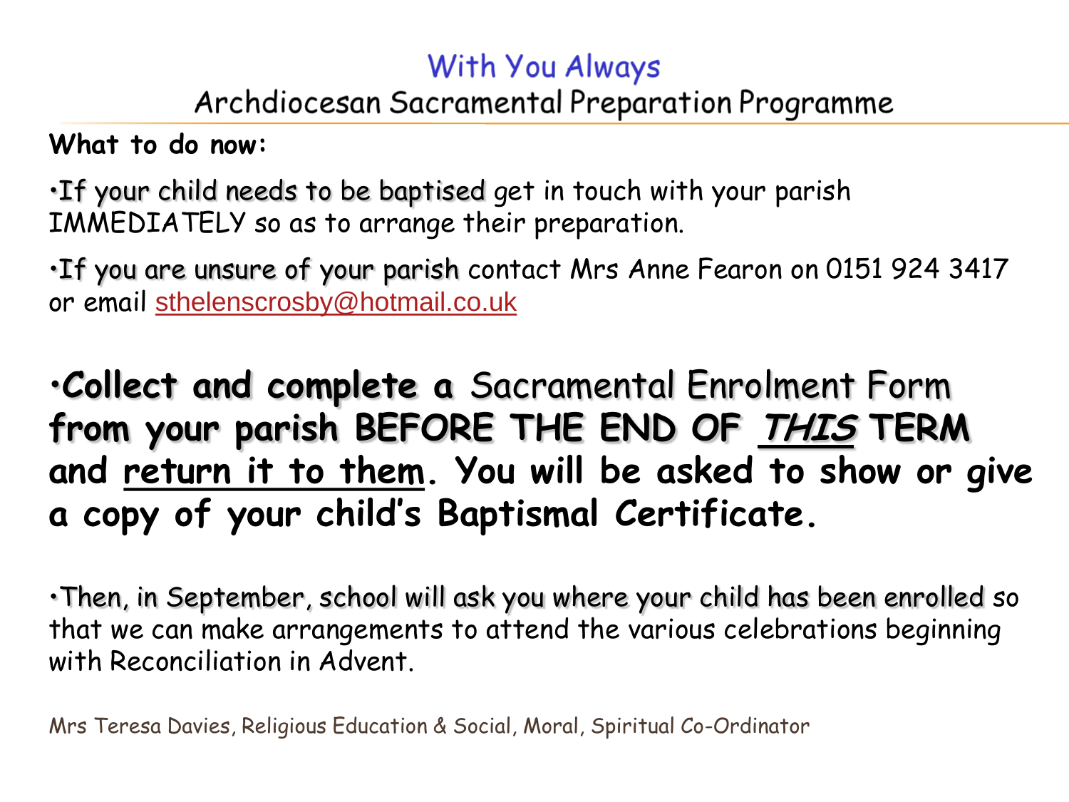## With You Always

### Archdiocesan Sacramental Preparation Programme

**What to do now:**

- If your child needs to be baptised get in touch with your parish IMMEDIATELY so as to arrange their preparation.
- If you are unsure of your parish contact Mrs Anne Fearon on 0151 924 3417 or email sthelenscrosby@hotmail.co.uk

- **Collect and complete a** Sacramental Enrolment Form **from your parish BEFORE THE END OF *THIS* TERM and return it to them. You will be asked to show or give a copy of your child's Baptismal Certificate.**

- Then, in September, school will ask you where your child has been enrolled so that we can make arrangements to attend the various celebrations beginning with Reconciliation in Advent.

Mrs Teresa Davies, Religious Education & Social, Moral, Spiritual Co-Ordinator